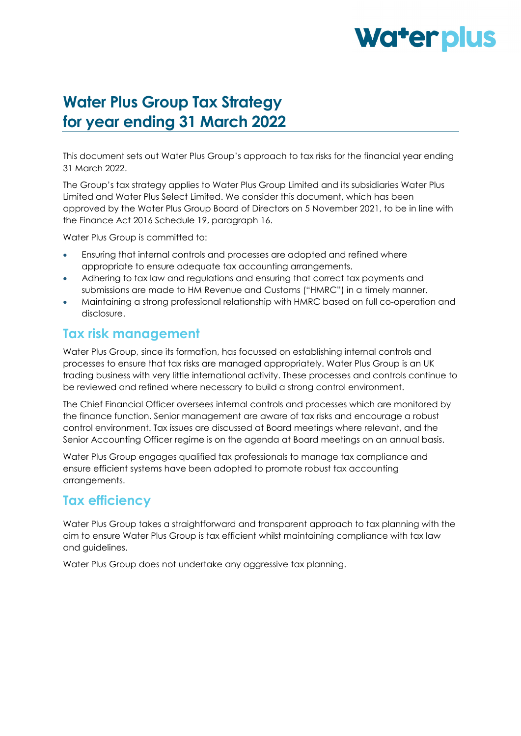# Water Plus Group Tax Strategy for year ending 31 March 2022

This document sets out Water Plus Group's approach to tax risks for the financial year ending 31 March 2022.

The Group's tax strategy applies to Water Plus Group Limited and its subsidiaries Water Plus Limited and Water Plus Select Limited. We consider this document, which has been approved by the Water Plus Group Board of Directors on 5 November 2021, to be in line with the Finance Act 2016 Schedule 19, paragraph 16.

Water Plus Group is committed to:

- Ensuring that internal controls and processes are adopted and refined where appropriate to ensure adequate tax accounting arrangements.
- Adhering to tax law and regulations and ensuring that correct tax payments and submissions are made to HM Revenue and Customs ("HMRC") in a timely manner.
- Maintaining a strong professional relationship with HMRC based on full co-operation and disclosure.

## Tax risk management

Water Plus Group, since its formation, has focussed on establishing internal controls and processes to ensure that tax risks are managed appropriately. Water Plus Group is an UK trading business with very little international activity. These processes and controls continue to be reviewed and refined where necessary to build a strong control environment.

The Chief Financial Officer oversees internal controls and processes which are monitored by the finance function. Senior management are aware of tax risks and encourage a robust control environment. Tax issues are discussed at Board meetings where relevant, and the Senior Accounting Officer regime is on the agenda at Board meetings on an annual basis.

Water Plus Group engages qualified tax professionals to manage tax compliance and ensure efficient systems have been adopted to promote robust tax accounting arrangements.

## Tax efficiency

Water Plus Group takes a straightforward and transparent approach to tax planning with the aim to ensure Water Plus Group is tax efficient whilst maintaining compliance with tax law and guidelines.

Water Plus Group does not undertake any aggressive tax planning.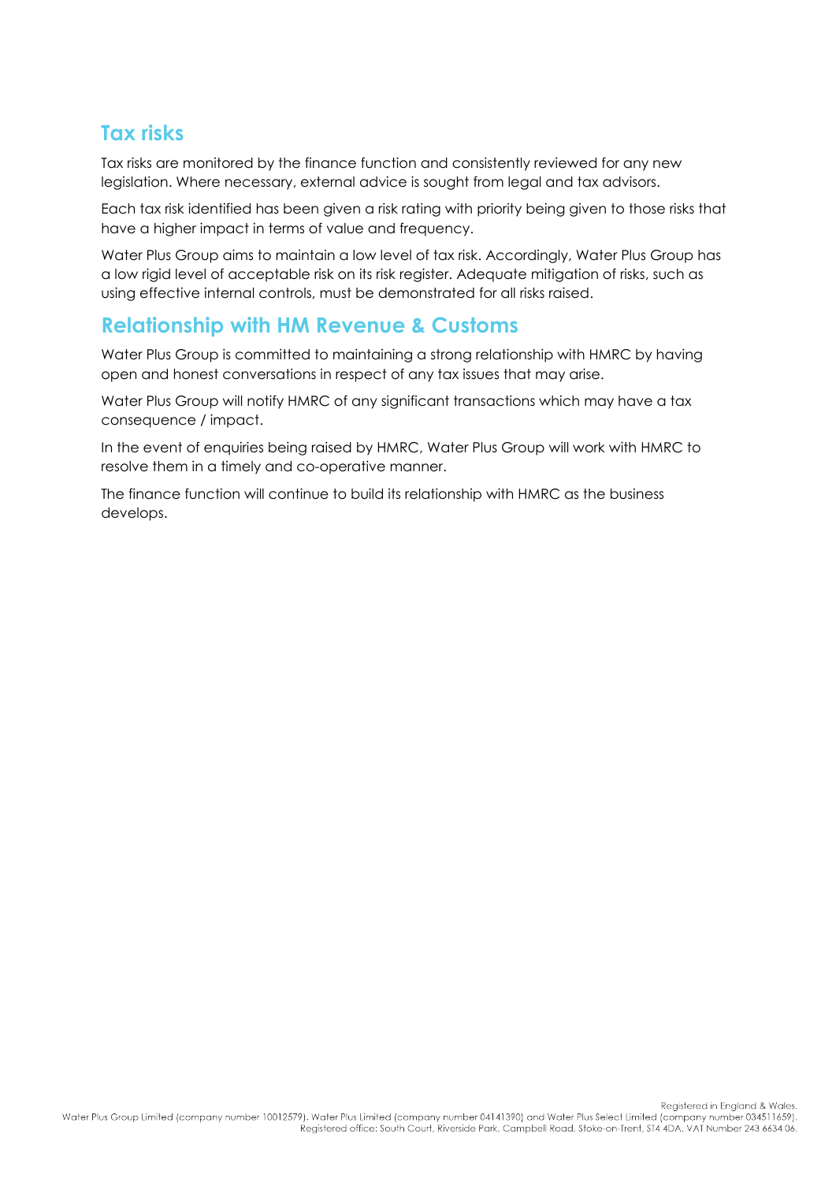## Tax risks

Tax risks are monitored by the finance function and consistently reviewed for any new legislation. Where necessary, external advice is sought from legal and tax advisors.

Each tax risk identified has been given a risk rating with priority being given to those risks that have a higher impact in terms of value and frequency.

Water Plus Group aims to maintain a low level of tax risk. Accordingly, Water Plus Group has a low rigid level of acceptable risk on its risk register. Adequate mitigation of risks, such as using effective internal controls, must be demonstrated for all risks raised.

## Relationship with HM Revenue & Customs

Water Plus Group is committed to maintaining a strong relationship with HMRC by having open and honest conversations in respect of any tax issues that may arise.

Water Plus Group will notify HMRC of any significant transactions which may have a tax consequence / impact.

In the event of enquiries being raised by HMRC, Water Plus Group will work with HMRC to resolve them in a timely and co-operative manner.

The finance function will continue to build its relationship with HMRC as the business develops.

Registered in England & Wales.
Water Plus Group Limited (company number 10012579). Water Plus Limited (company number 04141390) and Water Plus Select Limited (company number 034511659).
Registered office: South Court, Riverside Park, Campbell Road, Stoke-on-Trent, ST4 4DA. VAT Number 243 6634 06.